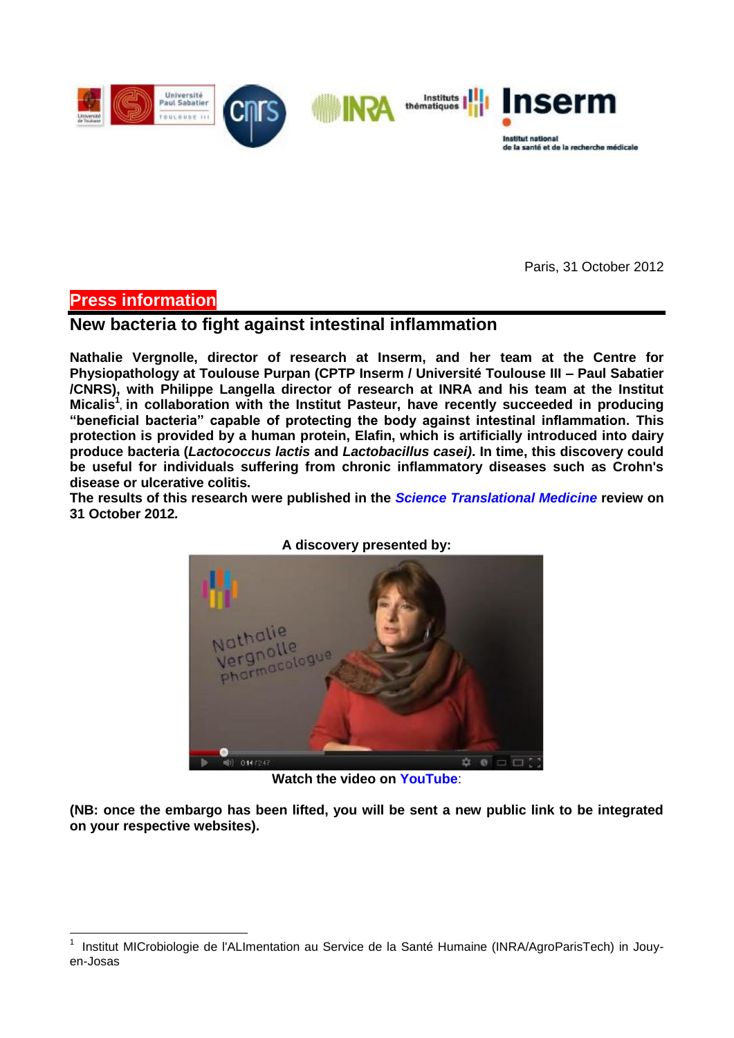Paris, 31 October 2012

**Press information**

# New bacteria to fight against intestinal inflammation

**Nathalie Vergnolle, director of research at Inserm, and her team at the Centre for Physiopathology at Toulouse Purpan (CPTP Inserm / Université Toulouse III – Paul Sabatier /CNRS), with Philippe Langella director of research at INRA and his team at the Institut Micalis[1], in collaboration with the Institut Pasteur, have recently succeeded in producing "beneficial bacteria" capable of protecting the body against intestinal inflammation. This protection is provided by a human protein, Elafin, which is artificially introduced into dairy produce bacteria (*Lactococcus lactis* and *Lactobacillus casei)*. In time, this discovery could be useful for individuals suffering from chronic inflammatory diseases such as Crohn's disease or ulcerative colitis.**

**The results of this research were published in the *Science Translational Medicine* review on 31 October 2012.**

**A discovery presented by:**

**Watch the video on YouTube**:

**(NB: once the embargo has been lifted, you will be sent a new public link to be integrated on your respective websites).**

---

[1] Institut MICrobiologie de l'ALImentation au Service de la Santé Humaine (INRA/AgroParisTech) in Jouy-en-Josas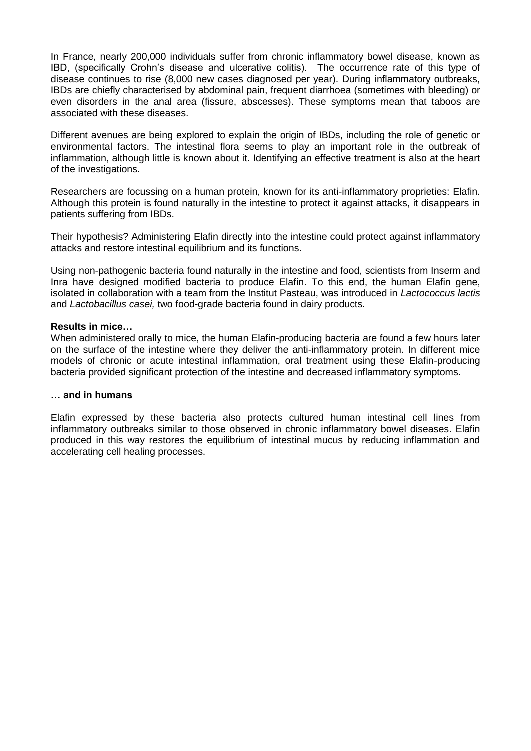In France, nearly 200,000 individuals suffer from chronic inflammatory bowel disease, known as IBD, (specifically Crohn's disease and ulcerative colitis). The occurrence rate of this type of disease continues to rise (8,000 new cases diagnosed per year). During inflammatory outbreaks, IBDs are chiefly characterised by abdominal pain, frequent diarrhoea (sometimes with bleeding) or even disorders in the anal area (fissure, abscesses). These symptoms mean that taboos are associated with these diseases.

Different avenues are being explored to explain the origin of IBDs, including the role of genetic or environmental factors. The intestinal flora seems to play an important role in the outbreak of inflammation, although little is known about it. Identifying an effective treatment is also at the heart of the investigations.

Researchers are focussing on a human protein, known for its anti-inflammatory proprieties: Elafin. Although this protein is found naturally in the intestine to protect it against attacks, it disappears in patients suffering from IBDs.

Their hypothesis? Administering Elafin directly into the intestine could protect against inflammatory attacks and restore intestinal equilibrium and its functions.

Using non-pathogenic bacteria found naturally in the intestine and food, scientists from Inserm and Inra have designed modified bacteria to produce Elafin. To this end, the human Elafin gene, isolated in collaboration with a team from the Institut Pasteau, was introduced in *Lactococcus lactis* and *Lactobacillus casei,* two food-grade bacteria found in dairy products.

**Results in mice…**

When administered orally to mice, the human Elafin-producing bacteria are found a few hours later on the surface of the intestine where they deliver the anti-inflammatory protein. In different mice models of chronic or acute intestinal inflammation, oral treatment using these Elafin-producing bacteria provided significant protection of the intestine and decreased inflammatory symptoms.

**… and in humans**

Elafin expressed by these bacteria also protects cultured human intestinal cell lines from inflammatory outbreaks similar to those observed in chronic inflammatory bowel diseases. Elafin produced in this way restores the equilibrium of intestinal mucus by reducing inflammation and accelerating cell healing processes.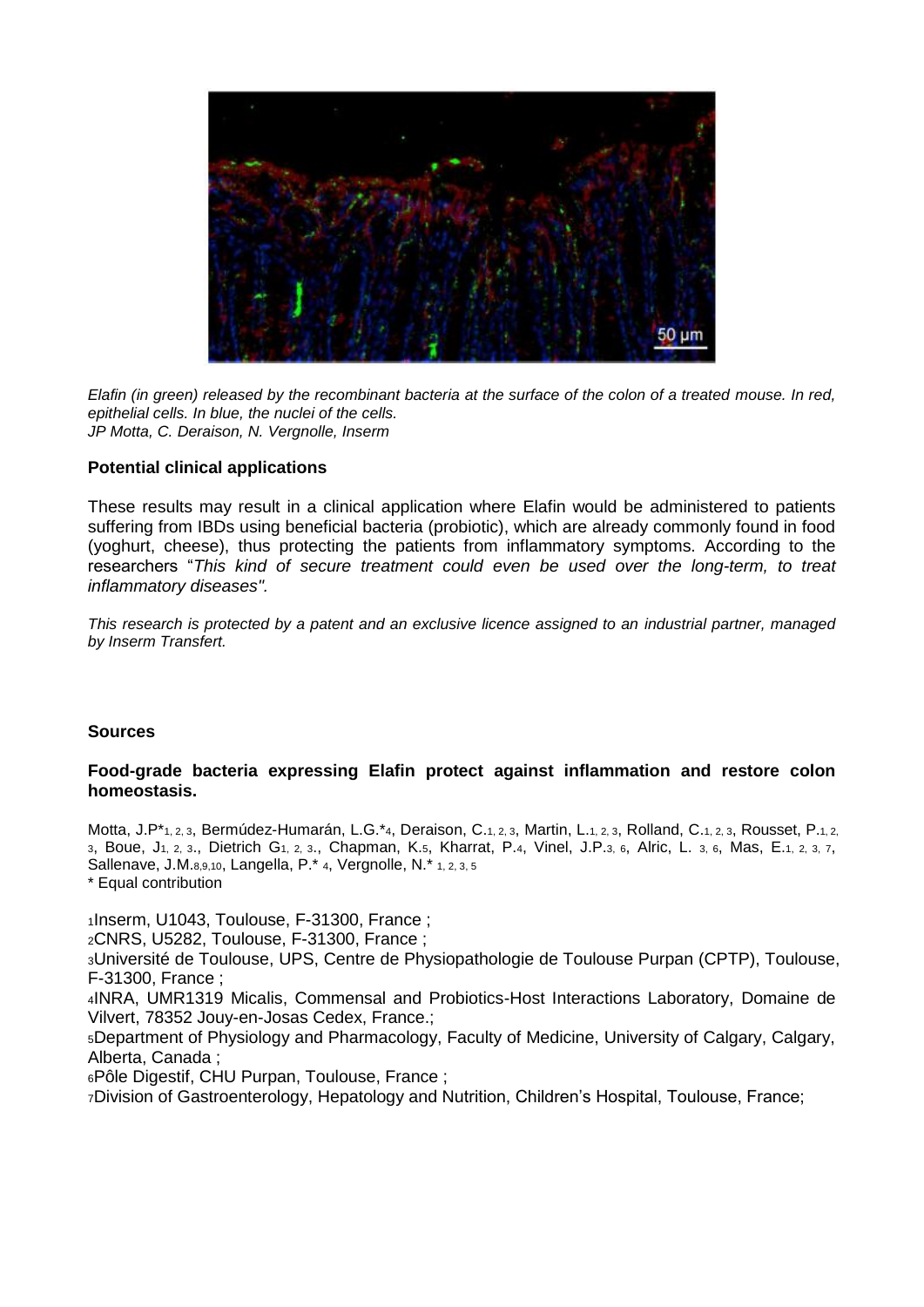*Elafin (in green) released by the recombinant bacteria at the surface of the colon of a treated mouse. In red, epithelial cells. In blue, the nuclei of the cells.*
*JP Motta, C. Deraison, N. Vergnolle, Inserm*

**Potential clinical applications**

These results may result in a clinical application where Elafin would be administered to patients suffering from IBDs using beneficial bacteria (probiotic), which are already commonly found in food (yoghurt, cheese), thus protecting the patients from inflammatory symptoms. According to the researchers "*This kind of secure treatment could even be used over the long-term, to treat inflammatory diseases".*

*This research is protected by a patent and an exclusive licence assigned to an industrial partner, managed by Inserm Transfert.*

**Sources**

**Food-grade bacteria expressing Elafin protect against inflammation and restore colon homeostasis.**

Motta, J.P*[1, 2, 3], Bermúdez-Humarán, L.G.*[4], Deraison, C.[1, 2, 3], Martin, L.[1, 2, 3], Rolland, C.[1, 2, 3], Rousset, P.[1, 2, 3], Boue, J[1, 2, 3]., Dietrich G[1, 2, 3]., Chapman, K.[5], Kharrat, P.[4], Vinel, J.P.[3, 6], Alric, L. [3, 6], Mas, E.[1, 2, 3, 7], Sallenave, J.M.[8,9,10], Langella, P.* [4], Vergnolle, N.* [1, 2, 3, 5]
* Equal contribution

[1]Inserm, U1043, Toulouse, F-31300, France ;
[2]CNRS, U5282, Toulouse, F-31300, France ;
[3]Université de Toulouse, UPS, Centre de Physiopathologie de Toulouse Purpan (CPTP), Toulouse, F-31300, France ;
[4]INRA, UMR1319 Micalis, Commensal and Probiotics-Host Interactions Laboratory, Domaine de Vilvert, 78352 Jouy-en-Josas Cedex, France.;
[5]Department of Physiology and Pharmacology, Faculty of Medicine, University of Calgary, Calgary, Alberta, Canada ;
[6]Pôle Digestif, CHU Purpan, Toulouse, France ;
[7]Division of Gastroenterology, Hepatology and Nutrition, Children's Hospital, Toulouse, France;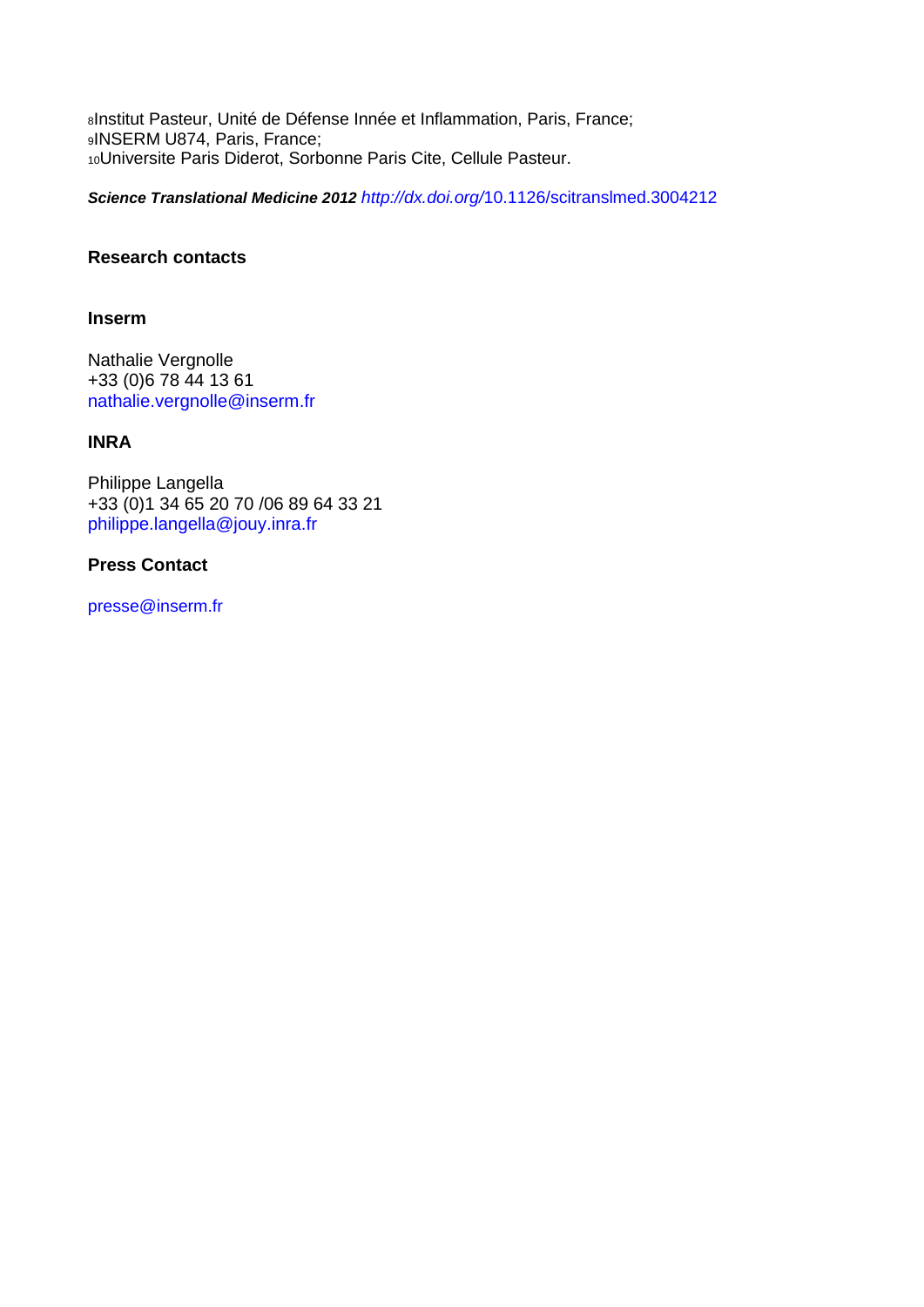[8]Institut Pasteur, Unité de Défense Innée et Inflammation, Paris, France;
[9]INSERM U874, Paris, France;
[10]Universite Paris Diderot, Sorbonne Paris Cite, Cellule Pasteur.

***Science Translational Medicine 2012*** *http://dx.doi.org/*10.1126/scitranslmed.3004212

**Research contacts**

**Inserm**

Nathalie Vergnolle
+33 (0)6 78 44 13 61
nathalie.vergnolle@inserm.fr

**INRA**

Philippe Langella
+33 (0)1 34 65 20 70 /06 89 64 33 21
philippe.langella@jouy.inra.fr

**Press Contact**

presse@inserm.fr